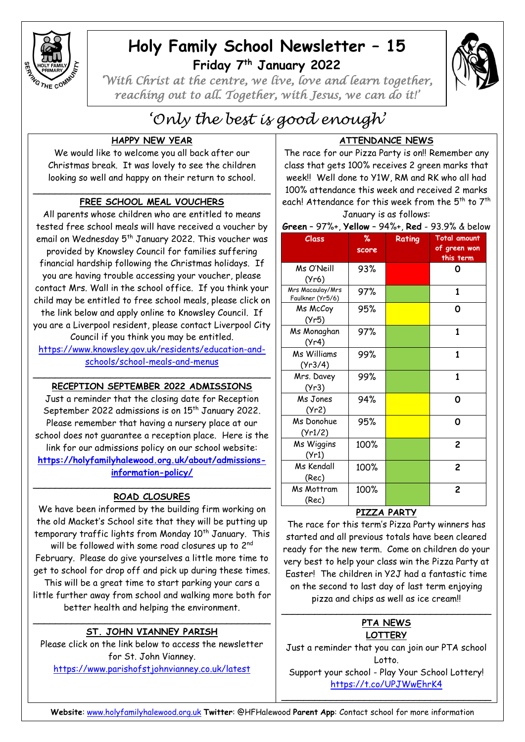# Holy Family School Newsletter – 15

## Friday 7th January 2022

*'With Christ at the centre, we live, love and learn together, reaching out to all. Together, with Jesus, we can do it!'*

*'Only the best is good enough'*

### HAPPY NEW YEAR

We would like to welcome you all back after our Christmas break. It was lovely to see the children looking so well and happy on their return to school.

### FREE SCHOOL MEAL VOUCHERS

All parents whose children who are entitled to means tested free school meals will have received a voucher by email on Wednesday 5th January 2022. This voucher was provided by Knowsley Council for families suffering financial hardship following the Christmas holidays. If you are having trouble accessing your voucher, please contact Mrs. Wall in the school office. If you think your child may be entitled to free school meals, please click on the link below and apply online to Knowsley Council. If you are a Liverpool resident, please contact Liverpool City Council if you think you may be entitled.

https://www.knowsley.gov.uk/residents/education-and-schools/school-meals-and-menus

### RECEPTION SEPTEMBER 2022 ADMISSIONS

Just a reminder that the closing date for Reception September 2022 admissions is on 15th January 2022. Please remember that having a nursery place at our school does not guarantee a reception place. Here is the link for our admissions policy on our school website:

**https://holyfamilyhalewood.org.uk/about/admissions-information-policy/**

### ROAD CLOSURES

We have been informed by the building firm working on the old Macket's School site that they will be putting up temporary traffic lights from Monday 10th January. This will be followed with some road closures up to 2nd February. Please do give yourselves a little more time to get to school for drop off and pick up during these times. This will be a great time to start parking your cars a little further away from school and walking more both for better health and helping the environment.

### ST. JOHN VIANNEY PARISH

Please click on the link below to access the newsletter for St. John Vianney.

https://www.parishofstjohnvianney.co.uk/latest

### ATTENDANCE NEWS

The race for our Pizza Party is on!! Remember any class that gets 100% receives 2 green marks that week!! Well done to Y1W, RM and RK who all had 100% attendance this week and received 2 marks each! Attendance for this week from the 5th to 7th January is as follows:

**Green** – 97%+, **Yellow** – 94%+, **Red** – 93.9% & below

| Class | % score | Rating | Total amount of green won this term |
|---|---|---|---|
| Ms O'Neill (Yr6) | 93% | Red | 0 |
| Mrs Macaulay/Mrs Faulkner (Yr5/6) | 97% | Green | 1 |
| Ms McCoy (Yr5) | 95% | Yellow | 0 |
| Ms Monaghan (Yr4) | 97% | Green | 1 |
| Ms Williams (Yr3/4) | 99% | Green | 1 |
| Mrs. Davey (Yr3) | 99% | Green | 1 |
| Ms Jones (Yr2) | 94% | Yellow | 0 |
| Ms Donohue (Yr1/2) | 95% | Yellow | 0 |
| Ms Wiggins (Yr1) | 100% | Green | 2 |
| Ms Kendall (Rec) | 100% | Green | 2 |
| Ms Mottram (Rec) | 100% | Green | 2 |

### PIZZA PARTY

The race for this term's Pizza Party winners has started and all previous totals have been cleared ready for the new term. Come on children do your very best to help your class win the Pizza Party at Easter! The children in Y2J had a fantastic time on the second to last day of last term enjoying pizza and chips as well as ice cream!!

### PTA NEWS

#### LOTTERY

Just a reminder that you can join our PTA school Lotto.

Support your school - Play Your School Lottery!

https://t.co/UPJWwEhrK4

**Website**: www.holyfamilyhalewood.org.uk **Twitter**: @HFHalewood **Parent App**: Contact school for more information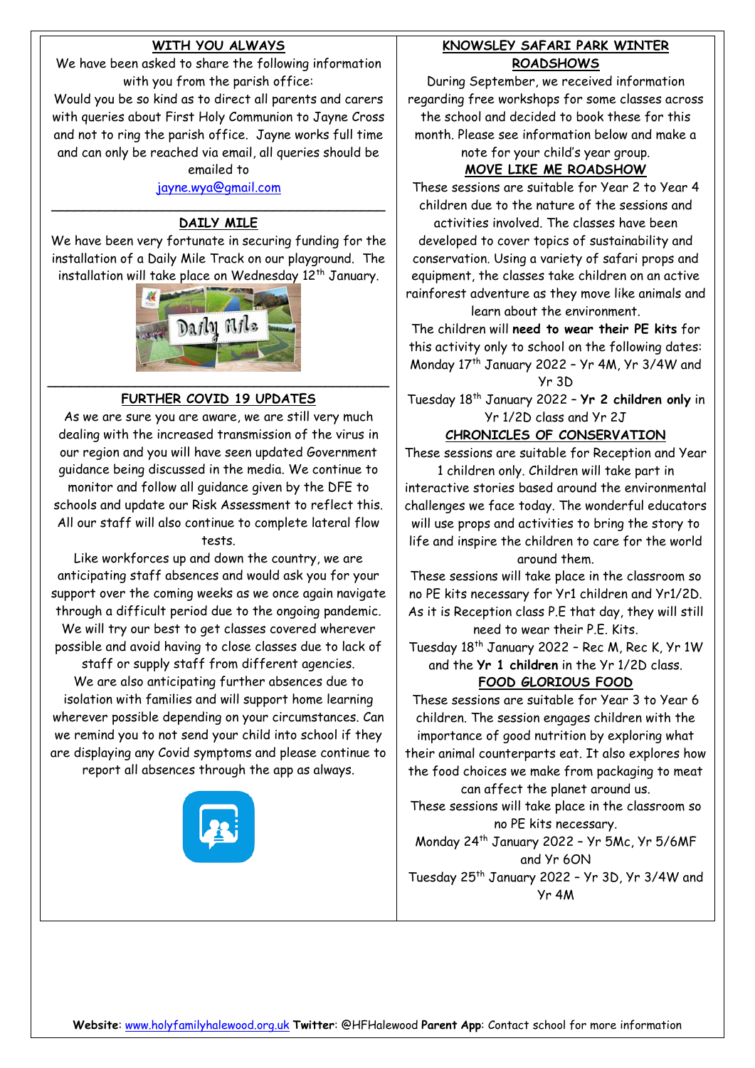## WITH YOU ALWAYS

We have been asked to share the following information with you from the parish office:

Would you be so kind as to direct all parents and carers with queries about First Holy Communion to Jayne Cross and not to ring the parish office. Jayne works full time and can only be reached via email, all queries should be emailed to

jayne.wya@gmail.com

## DAILY MILE

We have been very fortunate in securing funding for the installation of a Daily Mile Track on our playground. The installation will take place on Wednesday 12th January.

## FURTHER COVID 19 UPDATES

As we are sure you are aware, we are still very much dealing with the increased transmission of the virus in our region and you will have seen updated Government guidance being discussed in the media. We continue to monitor and follow all guidance given by the DFE to schools and update our Risk Assessment to reflect this. All our staff will also continue to complete lateral flow tests.

Like workforces up and down the country, we are anticipating staff absences and would ask you for your support over the coming weeks as we once again navigate through a difficult period due to the ongoing pandemic. We will try our best to get classes covered wherever possible and avoid having to close classes due to lack of staff or supply staff from different agencies.

We are also anticipating further absences due to isolation with families and will support home learning wherever possible depending on your circumstances. Can we remind you to not send your child into school if they are displaying any Covid symptoms and please continue to report all absences through the app as always.

## KNOWSLEY SAFARI PARK WINTER ROADSHOWS

During September, we received information regarding free workshops for some classes across the school and decided to book these for this month. Please see information below and make a note for your child's year group.

### MOVE LIKE ME ROADSHOW

These sessions are suitable for Year 2 to Year 4 children due to the nature of the sessions and activities involved. The classes have been developed to cover topics of sustainability and conservation. Using a variety of safari props and equipment, the classes take children on an active rainforest adventure as they move like animals and learn about the environment.

The children will **need to wear their PE kits** for this activity only to school on the following dates:

Monday 17th January 2022 – Yr 4M, Yr 3/4W and Yr 3D

Tuesday 18th January 2022 – **Yr 2 children only** in Yr 1/2D class and Yr 2J

### CHRONICLES OF CONSERVATION

These sessions are suitable for Reception and Year 1 children only. Children will take part in interactive stories based around the environmental challenges we face today. The wonderful educators will use props and activities to bring the story to life and inspire the children to care for the world around them.

These sessions will take place in the classroom so no PE kits necessary for Yr1 children and Yr1/2D. As it is Reception class P.E that day, they will still need to wear their P.E. Kits.

Tuesday 18th January 2022 – Rec M, Rec K, Yr 1W and the **Yr 1 children** in the Yr 1/2D class.

### FOOD GLORIOUS FOOD

These sessions are suitable for Year 3 to Year 6 children. The session engages children with the importance of good nutrition by exploring what their animal counterparts eat. It also explores how the food choices we make from packaging to meat can affect the planet around us.

These sessions will take place in the classroom so no PE kits necessary.

Monday 24th January 2022 – Yr 5Mc, Yr 5/6MF and Yr 6ON

Tuesday 25th January 2022 – Yr 3D, Yr 3/4W and Yr 4M

**Website**: www.holyfamilyhalewood.org.uk **Twitter**: @HFHalewood **Parent App**: Contact school for more information